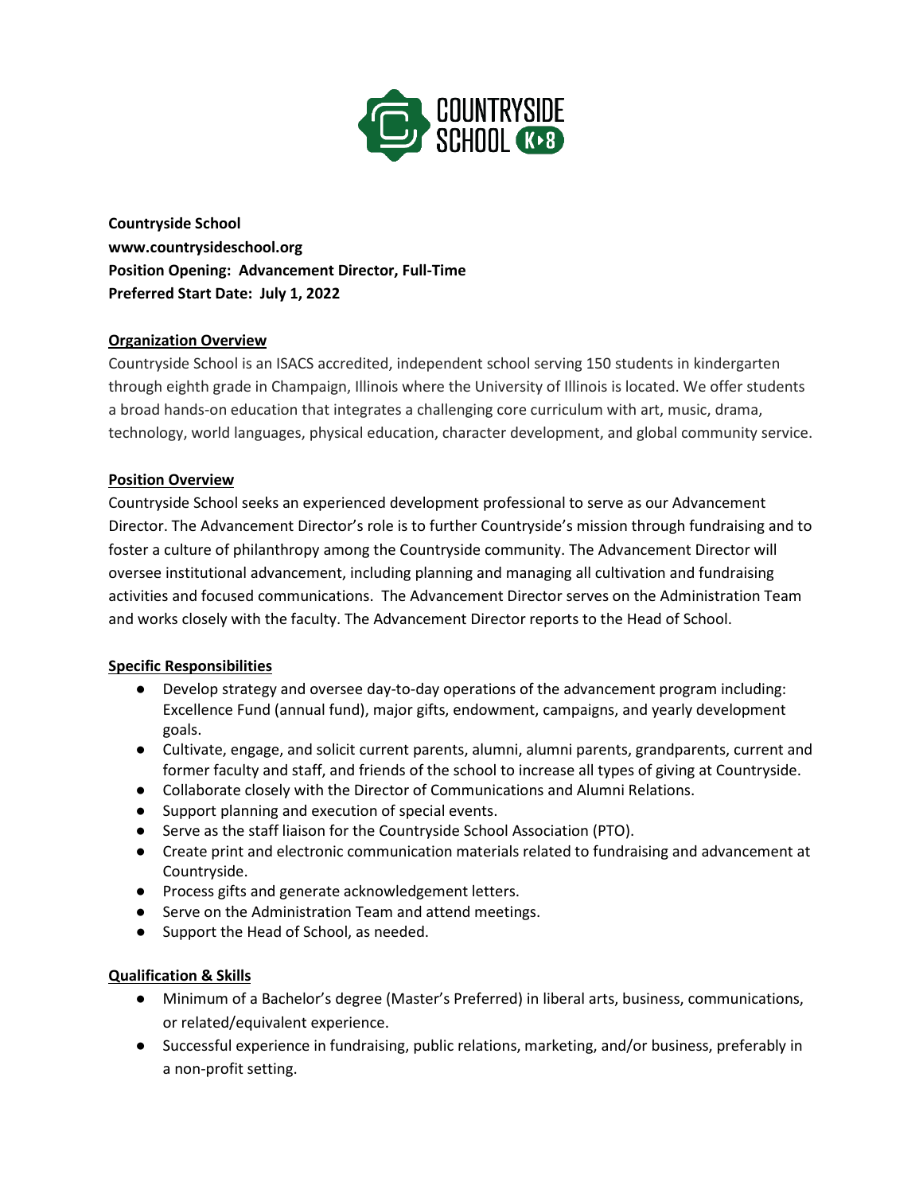**Countryside School**
**www.countrysideschool.org**
**Position Opening: Advancement Director, Full-Time**
**Preferred Start Date: July 1, 2022**

## Organization Overview

Countryside School is an ISACS accredited, independent school serving 150 students in kindergarten through eighth grade in Champaign, Illinois where the University of Illinois is located. We offer students a broad hands-on education that integrates a challenging core curriculum with art, music, drama, technology, world languages, physical education, character development, and global community service.

## Position Overview

Countryside School seeks an experienced development professional to serve as our Advancement Director. The Advancement Director's role is to further Countryside's mission through fundraising and to foster a culture of philanthropy among the Countryside community. The Advancement Director will oversee institutional advancement, including planning and managing all cultivation and fundraising activities and focused communications. The Advancement Director serves on the Administration Team and works closely with the faculty. The Advancement Director reports to the Head of School.

## Specific Responsibilities

- Develop strategy and oversee day-to-day operations of the advancement program including: Excellence Fund (annual fund), major gifts, endowment, campaigns, and yearly development goals.
- Cultivate, engage, and solicit current parents, alumni, alumni parents, grandparents, current and former faculty and staff, and friends of the school to increase all types of giving at Countryside.
- Collaborate closely with the Director of Communications and Alumni Relations.
- Support planning and execution of special events.
- Serve as the staff liaison for the Countryside School Association (PTO).
- Create print and electronic communication materials related to fundraising and advancement at Countryside.
- Process gifts and generate acknowledgement letters.
- Serve on the Administration Team and attend meetings.
- Support the Head of School, as needed.

## Qualification & Skills

- Minimum of a Bachelor's degree (Master's Preferred) in liberal arts, business, communications, or related/equivalent experience.
- Successful experience in fundraising, public relations, marketing, and/or business, preferably in a non-profit setting.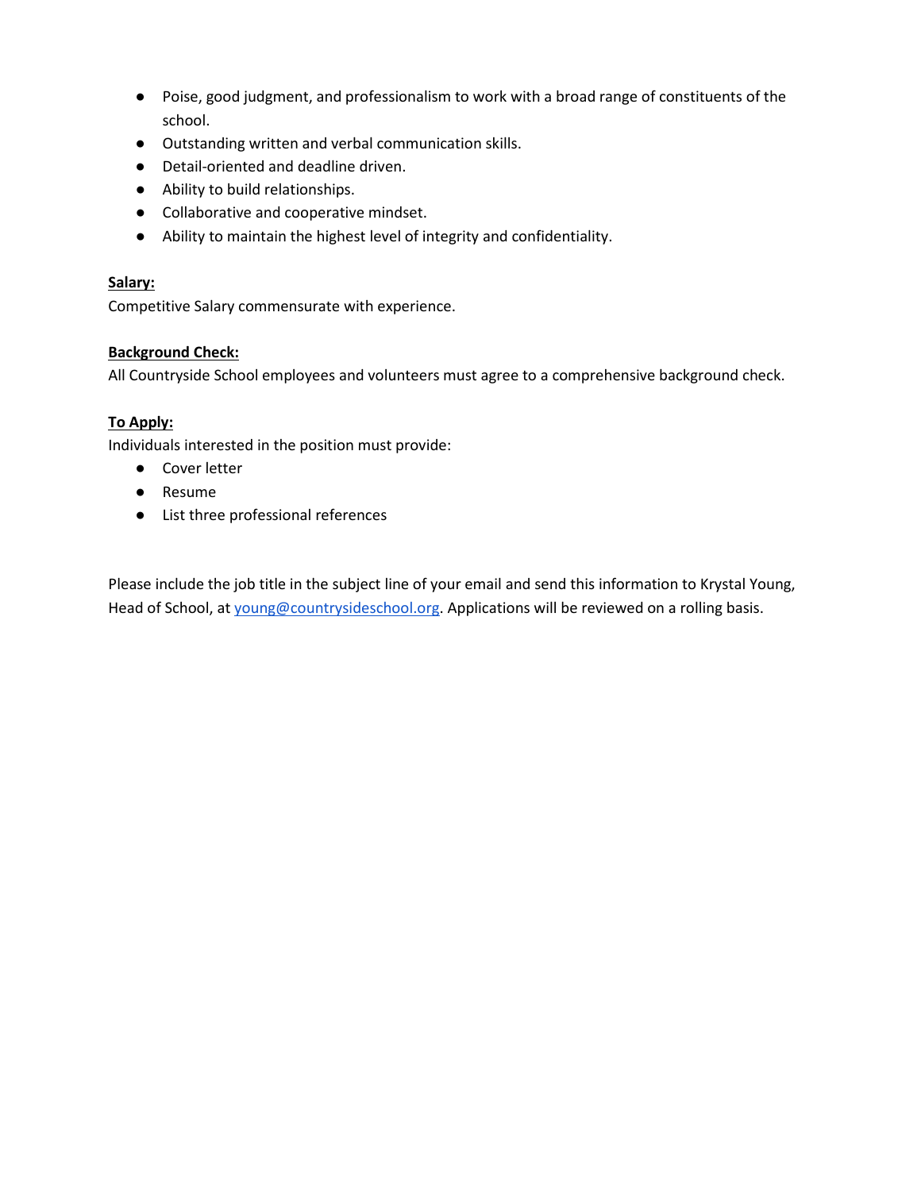- Poise, good judgment, and professionalism to work with a broad range of constituents of the school.
- Outstanding written and verbal communication skills.
- Detail-oriented and deadline driven.
- Ability to build relationships.
- Collaborative and cooperative mindset.
- Ability to maintain the highest level of integrity and confidentiality.

**Salary:**

Competitive Salary commensurate with experience.

**Background Check:**

All Countryside School employees and volunteers must agree to a comprehensive background check.

**To Apply:**

Individuals interested in the position must provide:

- Cover letter
- Resume
- List three professional references

Please include the job title in the subject line of your email and send this information to Krystal Young, Head of School, at [young@countrysideschool.org](mailto:young@countrysideschool.org). Applications will be reviewed on a rolling basis.